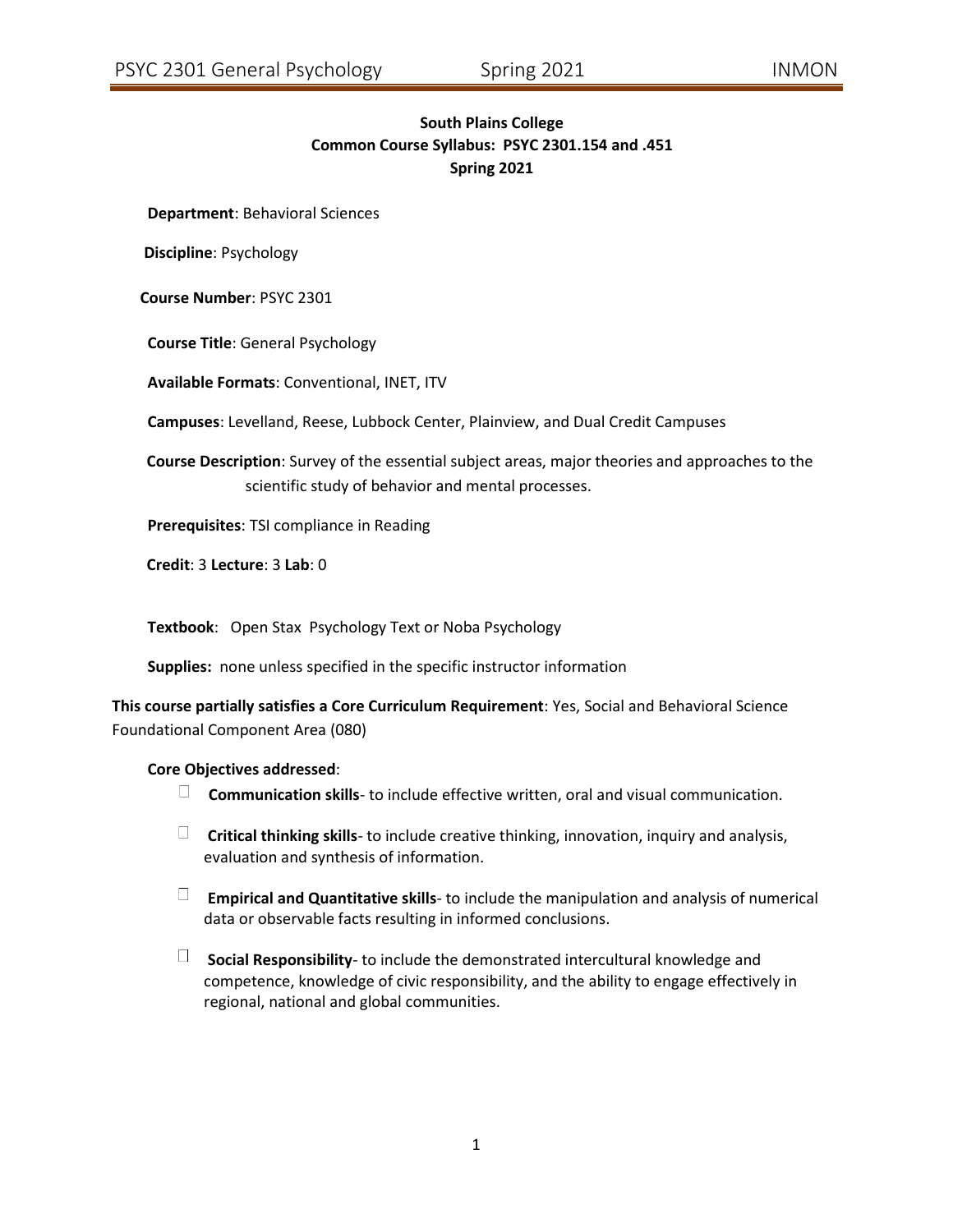**South Plains College**
**Common Course Syllabus: PSYC 2301.154 and .451**
**Spring 2021**

**Department**: Behavioral Sciences

**Discipline**: Psychology

**Course Number**: PSYC 2301

**Course Title**: General Psychology

**Available Formats**: Conventional, INET, ITV

**Campuses**: Levelland, Reese, Lubbock Center, Plainview, and Dual Credit Campuses

**Course Description**: Survey of the essential subject areas, major theories and approaches to the scientific study of behavior and mental processes.

**Prerequisites**: TSI compliance in Reading

**Credit**: 3 **Lecture**: 3 **Lab**: 0

**Textbook**: Open Stax Psychology Text or Noba Psychology

**Supplies:** none unless specified in the specific instructor information

**This course partially satisfies a Core Curriculum Requirement**: Yes, Social and Behavioral Science Foundational Component Area (080)

**Core Objectives addressed**:

- **Communication skills**- to include effective written, oral and visual communication.
- **Critical thinking skills**- to include creative thinking, innovation, inquiry and analysis, evaluation and synthesis of information.
- **Empirical and Quantitative skills**- to include the manipulation and analysis of numerical data or observable facts resulting in informed conclusions.
- **Social Responsibility**- to include the demonstrated intercultural knowledge and competence, knowledge of civic responsibility, and the ability to engage effectively in regional, national and global communities.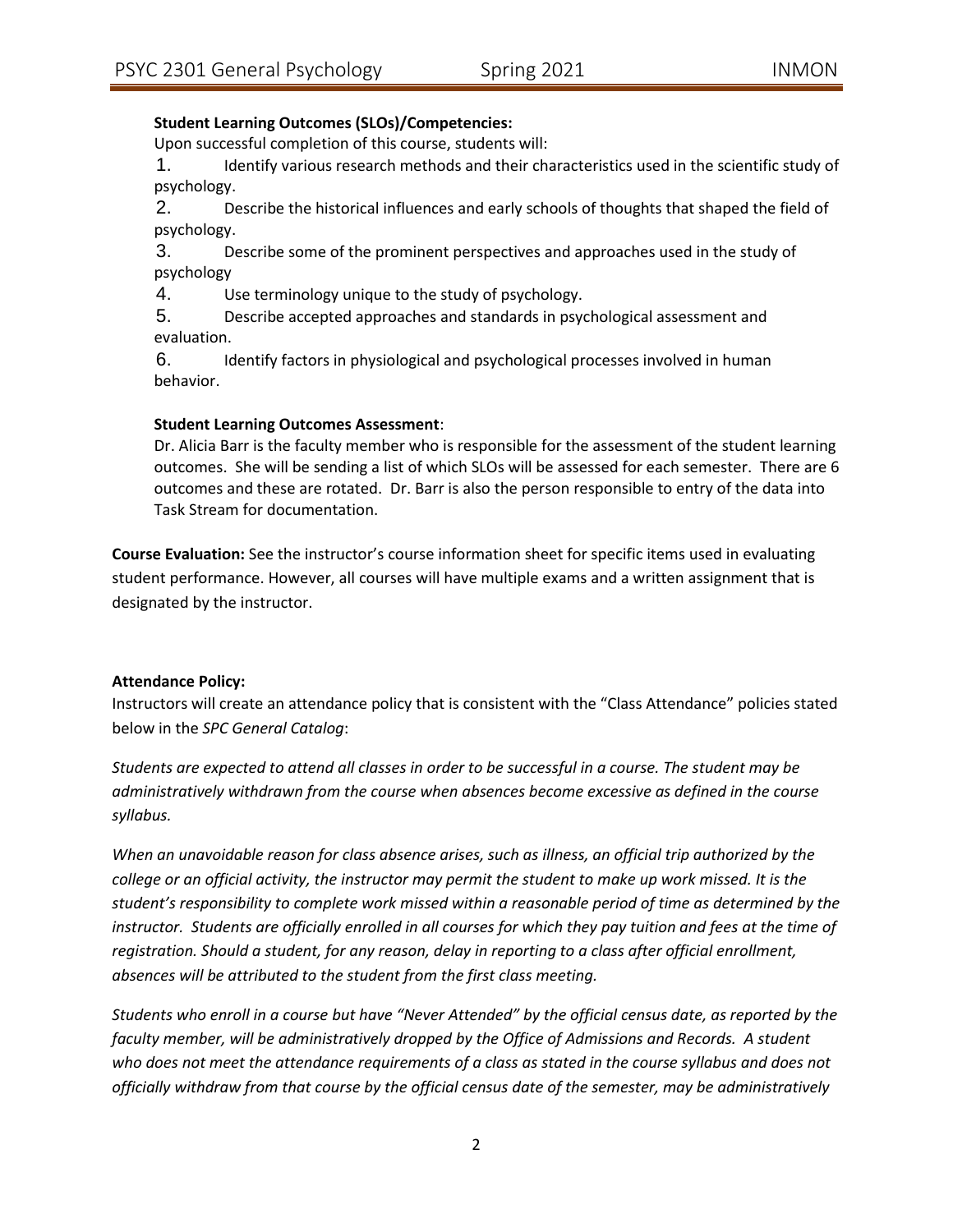**Student Learning Outcomes (SLOs)/Competencies:**

Upon successful completion of this course, students will:

1. Identify various research methods and their characteristics used in the scientific study of psychology.
2. Describe the historical influences and early schools of thoughts that shaped the field of psychology.
3. Describe some of the prominent perspectives and approaches used in the study of psychology
4. Use terminology unique to the study of psychology.
5. Describe accepted approaches and standards in psychological assessment and evaluation.
6. Identify factors in physiological and psychological processes involved in human behavior.

**Student Learning Outcomes Assessment**:

Dr. Alicia Barr is the faculty member who is responsible for the assessment of the student learning outcomes. She will be sending a list of which SLOs will be assessed for each semester. There are 6 outcomes and these are rotated. Dr. Barr is also the person responsible to entry of the data into Task Stream for documentation.

**Course Evaluation:** See the instructor's course information sheet for specific items used in evaluating student performance. However, all courses will have multiple exams and a written assignment that is designated by the instructor.

**Attendance Policy:**

Instructors will create an attendance policy that is consistent with the "Class Attendance" policies stated below in the *SPC General Catalog*:

*Students are expected to attend all classes in order to be successful in a course. The student may be administratively withdrawn from the course when absences become excessive as defined in the course syllabus.*

*When an unavoidable reason for class absence arises, such as illness, an official trip authorized by the college or an official activity, the instructor may permit the student to make up work missed. It is the student's responsibility to complete work missed within a reasonable period of time as determined by the instructor. Students are officially enrolled in all courses for which they pay tuition and fees at the time of registration. Should a student, for any reason, delay in reporting to a class after official enrollment, absences will be attributed to the student from the first class meeting.*

*Students who enroll in a course but have "Never Attended" by the official census date, as reported by the faculty member, will be administratively dropped by the Office of Admissions and Records. A student who does not meet the attendance requirements of a class as stated in the course syllabus and does not officially withdraw from that course by the official census date of the semester, may be administratively*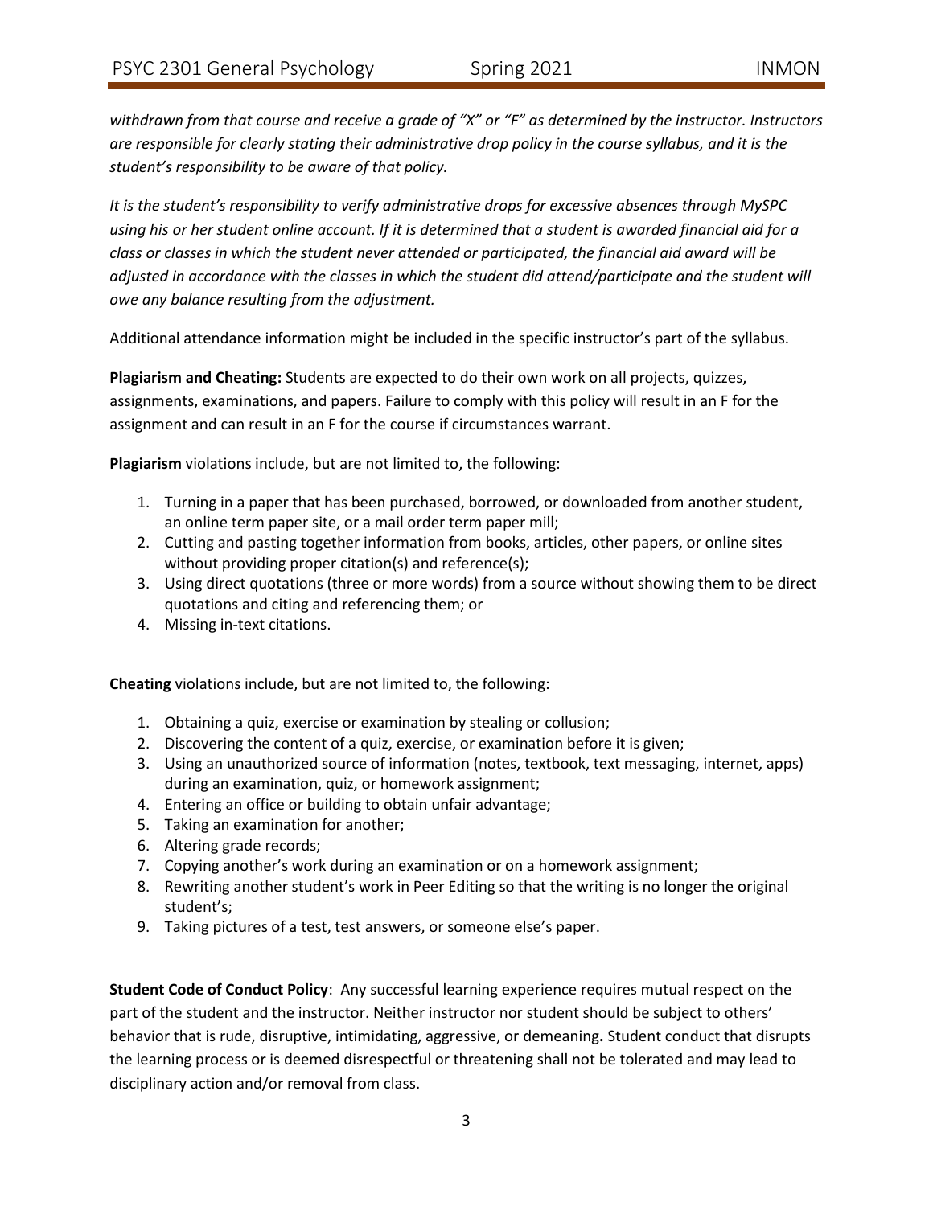*withdrawn from that course and receive a grade of "X" or "F" as determined by the instructor. Instructors are responsible for clearly stating their administrative drop policy in the course syllabus, and it is the student's responsibility to be aware of that policy.*

*It is the student's responsibility to verify administrative drops for excessive absences through MySPC using his or her student online account. If it is determined that a student is awarded financial aid for a class or classes in which the student never attended or participated, the financial aid award will be adjusted in accordance with the classes in which the student did attend/participate and the student will owe any balance resulting from the adjustment.*

Additional attendance information might be included in the specific instructor's part of the syllabus.

**Plagiarism and Cheating:** Students are expected to do their own work on all projects, quizzes, assignments, examinations, and papers. Failure to comply with this policy will result in an F for the assignment and can result in an F for the course if circumstances warrant.

**Plagiarism** violations include, but are not limited to, the following:

1. Turning in a paper that has been purchased, borrowed, or downloaded from another student, an online term paper site, or a mail order term paper mill;
2. Cutting and pasting together information from books, articles, other papers, or online sites without providing proper citation(s) and reference(s);
3. Using direct quotations (three or more words) from a source without showing them to be direct quotations and citing and referencing them; or
4. Missing in-text citations.

**Cheating** violations include, but are not limited to, the following:

1. Obtaining a quiz, exercise or examination by stealing or collusion;
2. Discovering the content of a quiz, exercise, or examination before it is given;
3. Using an unauthorized source of information (notes, textbook, text messaging, internet, apps) during an examination, quiz, or homework assignment;
4. Entering an office or building to obtain unfair advantage;
5. Taking an examination for another;
6. Altering grade records;
7. Copying another's work during an examination or on a homework assignment;
8. Rewriting another student's work in Peer Editing so that the writing is no longer the original student's;
9. Taking pictures of a test, test answers, or someone else's paper.

**Student Code of Conduct Policy**: Any successful learning experience requires mutual respect on the part of the student and the instructor. Neither instructor nor student should be subject to others' behavior that is rude, disruptive, intimidating, aggressive, or demeaning**.** Student conduct that disrupts the learning process or is deemed disrespectful or threatening shall not be tolerated and may lead to disciplinary action and/or removal from class.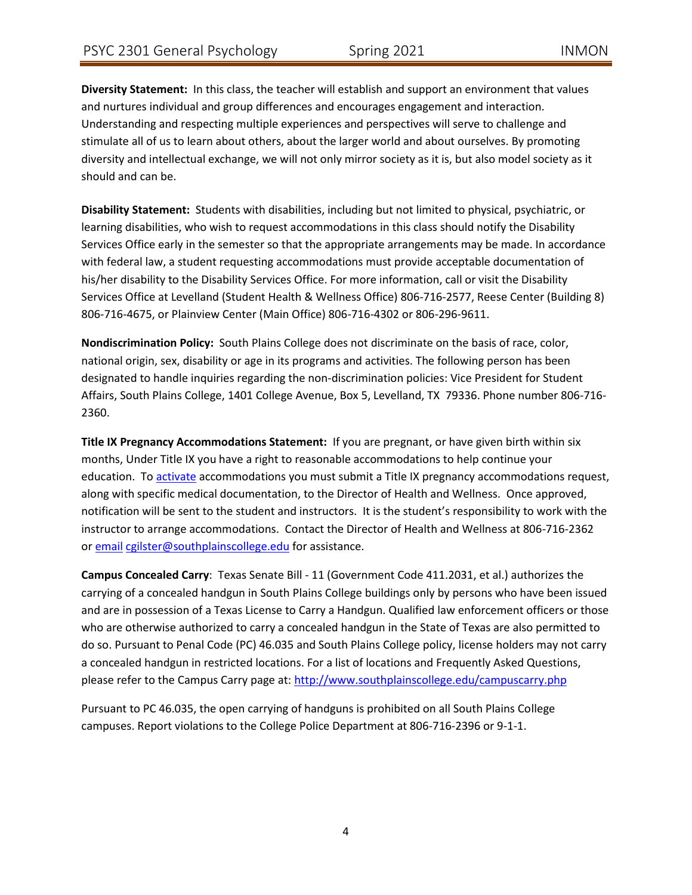**Diversity Statement:** In this class, the teacher will establish and support an environment that values and nurtures individual and group differences and encourages engagement and interaction. Understanding and respecting multiple experiences and perspectives will serve to challenge and stimulate all of us to learn about others, about the larger world and about ourselves. By promoting diversity and intellectual exchange, we will not only mirror society as it is, but also model society as it should and can be.

**Disability Statement:** Students with disabilities, including but not limited to physical, psychiatric, or learning disabilities, who wish to request accommodations in this class should notify the Disability Services Office early in the semester so that the appropriate arrangements may be made. In accordance with federal law, a student requesting accommodations must provide acceptable documentation of his/her disability to the Disability Services Office. For more information, call or visit the Disability Services Office at Levelland (Student Health & Wellness Office) 806-716-2577, Reese Center (Building 8) 806-716-4675, or Plainview Center (Main Office) 806-716-4302 or 806-296-9611.

**Nondiscrimination Policy:** South Plains College does not discriminate on the basis of race, color, national origin, sex, disability or age in its programs and activities. The following person has been designated to handle inquiries regarding the non-discrimination policies: Vice President for Student Affairs, South Plains College, 1401 College Avenue, Box 5, Levelland, TX 79336. Phone number 806-716-2360.

**Title IX Pregnancy Accommodations Statement:** If you are pregnant, or have given birth within six months, Under Title IX you have a right to reasonable accommodations to help continue your education. To activate accommodations you must submit a Title IX pregnancy accommodations request, along with specific medical documentation, to the Director of Health and Wellness. Once approved, notification will be sent to the student and instructors. It is the student's responsibility to work with the instructor to arrange accommodations. Contact the Director of Health and Wellness at 806-716-2362 or email cgilster@southplainscollege.edu for assistance.

**Campus Concealed Carry**: Texas Senate Bill - 11 (Government Code 411.2031, et al.) authorizes the carrying of a concealed handgun in South Plains College buildings only by persons who have been issued and are in possession of a Texas License to Carry a Handgun. Qualified law enforcement officers or those who are otherwise authorized to carry a concealed handgun in the State of Texas are also permitted to do so. Pursuant to Penal Code (PC) 46.035 and South Plains College policy, license holders may not carry a concealed handgun in restricted locations. For a list of locations and Frequently Asked Questions, please refer to the Campus Carry page at: http://www.southplainscollege.edu/campuscarry.php

Pursuant to PC 46.035, the open carrying of handguns is prohibited on all South Plains College campuses. Report violations to the College Police Department at 806-716-2396 or 9-1-1.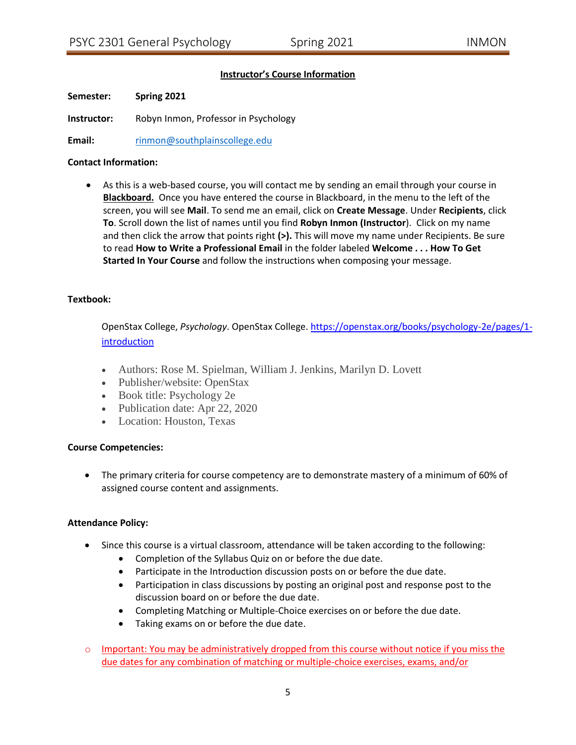## Instructor's Course Information

**Semester:** **Spring 2021**

**Instructor:** Robyn Inmon, Professor in Psychology

**Email:** rinmon@southplainscollege.edu

**Contact Information:**

- As this is a web-based course, you will contact me by sending an email through your course in **Blackboard.** Once you have entered the course in Blackboard, in the menu to the left of the screen, you will see **Mail**. To send me an email, click on **Create Message**. Under **Recipients**, click **To**. Scroll down the list of names until you find **Robyn Inmon (Instructor)**. Click on my name and then click the arrow that points right **(>).** This will move my name under Recipients. Be sure to read **How to Write a Professional Email** in the folder labeled **Welcome . . . How To Get Started In Your Course** and follow the instructions when composing your message.

**Textbook:**

OpenStax College, *Psychology*. OpenStax College. https://openstax.org/books/psychology-2e/pages/1-introduction

- Authors: Rose M. Spielman, William J. Jenkins, Marilyn D. Lovett
- Publisher/website: OpenStax
- Book title: Psychology 2e
- Publication date: Apr 22, 2020
- Location: Houston, Texas

**Course Competencies:**

- The primary criteria for course competency are to demonstrate mastery of a minimum of 60% of assigned course content and assignments.

**Attendance Policy:**

- Since this course is a virtual classroom, attendance will be taken according to the following:
  - Completion of the Syllabus Quiz on or before the due date.
  - Participate in the Introduction discussion posts on or before the due date.
  - Participation in class discussions by posting an original post and response post to the discussion board on or before the due date.
  - Completing Matching or Multiple-Choice exercises on or before the due date.
  - Taking exams on or before the due date.

- Important: You may be administratively dropped from this course without notice if you miss the due dates for any combination of matching or multiple-choice exercises, exams, and/or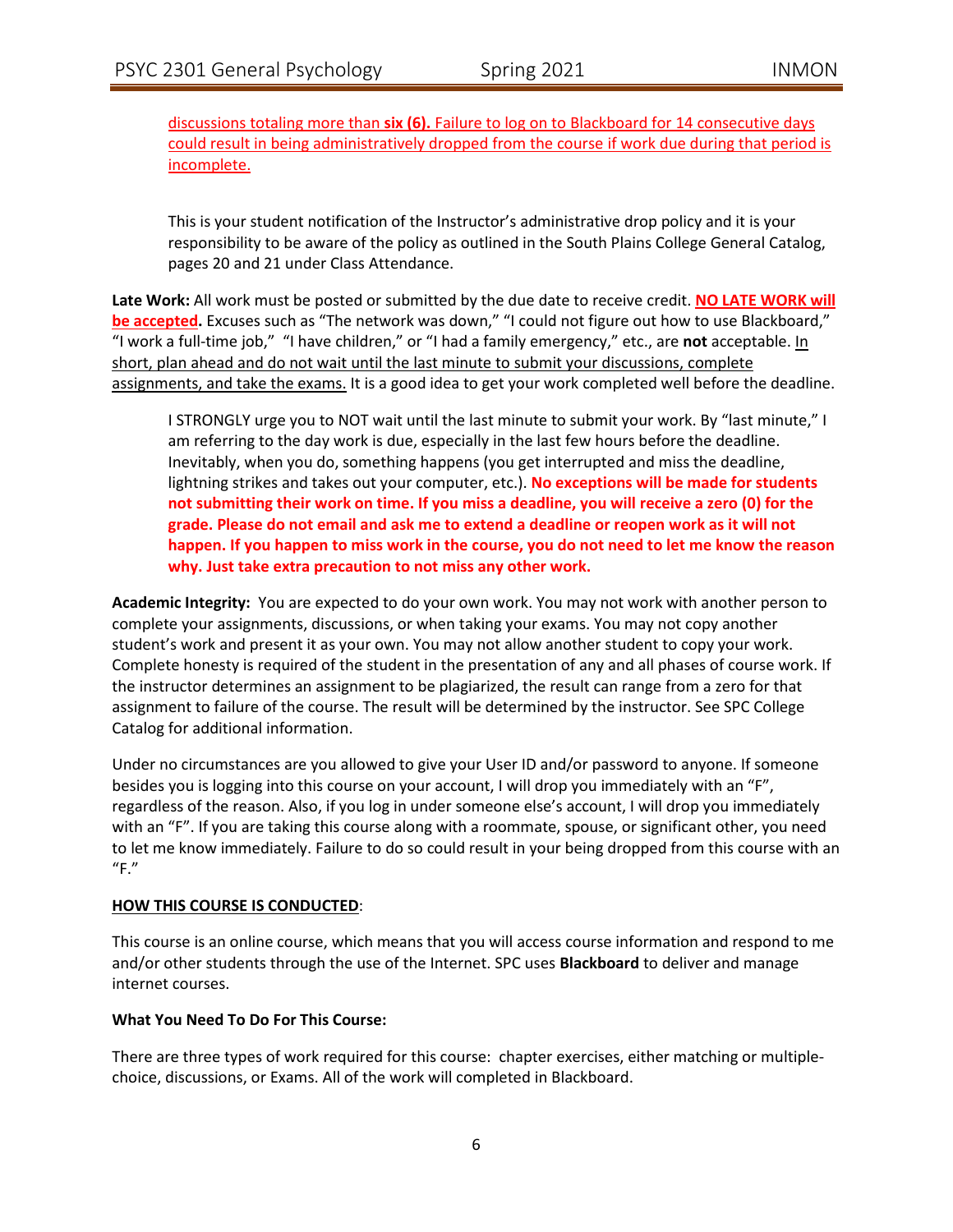discussions totaling more than **six (6).** Failure to log on to Blackboard for 14 consecutive days could result in being administratively dropped from the course if work due during that period is incomplete.

This is your student notification of the Instructor's administrative drop policy and it is your responsibility to be aware of the policy as outlined in the South Plains College General Catalog, pages 20 and 21 under Class Attendance.

**Late Work:** All work must be posted or submitted by the due date to receive credit. **NO LATE WORK will be accepted.** Excuses such as "The network was down," "I could not figure out how to use Blackboard," "I work a full-time job," "I have children," or "I had a family emergency," etc., are **not** acceptable. In short, plan ahead and do not wait until the last minute to submit your discussions, complete assignments, and take the exams. It is a good idea to get your work completed well before the deadline.

I STRONGLY urge you to NOT wait until the last minute to submit your work. By "last minute," I am referring to the day work is due, especially in the last few hours before the deadline. Inevitably, when you do, something happens (you get interrupted and miss the deadline, lightning strikes and takes out your computer, etc.). **No exceptions will be made for students not submitting their work on time. If you miss a deadline, you will receive a zero (0) for the grade. Please do not email and ask me to extend a deadline or reopen work as it will not happen. If you happen to miss work in the course, you do not need to let me know the reason why. Just take extra precaution to not miss any other work.**

**Academic Integrity:** You are expected to do your own work. You may not work with another person to complete your assignments, discussions, or when taking your exams. You may not copy another student's work and present it as your own. You may not allow another student to copy your work. Complete honesty is required of the student in the presentation of any and all phases of course work. If the instructor determines an assignment to be plagiarized, the result can range from a zero for that assignment to failure of the course. The result will be determined by the instructor. See SPC College Catalog for additional information.

Under no circumstances are you allowed to give your User ID and/or password to anyone. If someone besides you is logging into this course on your account, I will drop you immediately with an "F", regardless of the reason. Also, if you log in under someone else's account, I will drop you immediately with an "F". If you are taking this course along with a roommate, spouse, or significant other, you need to let me know immediately. Failure to do so could result in your being dropped from this course with an "F."

**HOW THIS COURSE IS CONDUCTED**:

This course is an online course, which means that you will access course information and respond to me and/or other students through the use of the Internet. SPC uses **Blackboard** to deliver and manage internet courses.

**What You Need To Do For This Course:**

There are three types of work required for this course: chapter exercises, either matching or multiple-choice, discussions, or Exams. All of the work will completed in Blackboard.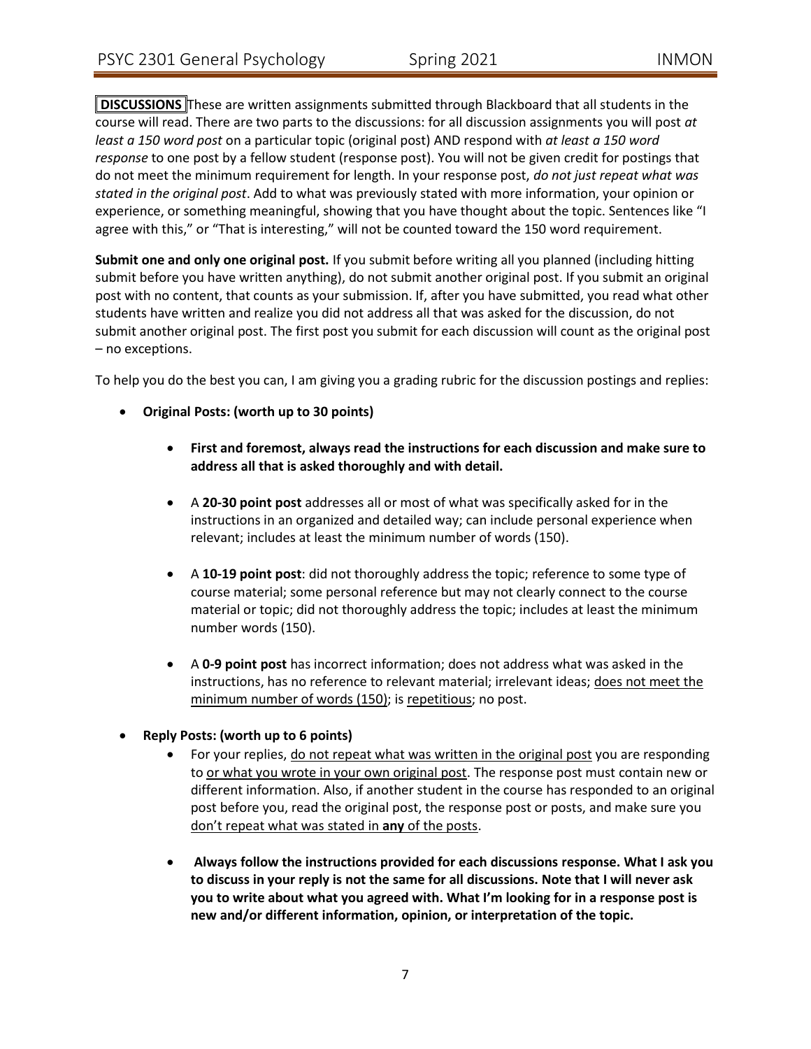**DISCUSSIONS** These are written assignments submitted through Blackboard that all students in the course will read. There are two parts to the discussions: for all discussion assignments you will post *at least a 150 word post* on a particular topic (original post) AND respond with *at least a 150 word response* to one post by a fellow student (response post). You will not be given credit for postings that do not meet the minimum requirement for length. In your response post, *do not just repeat what was stated in the original post*. Add to what was previously stated with more information, your opinion or experience, or something meaningful, showing that you have thought about the topic. Sentences like "I agree with this," or "That is interesting," will not be counted toward the 150 word requirement.

**Submit one and only one original post.** If you submit before writing all you planned (including hitting submit before you have written anything), do not submit another original post. If you submit an original post with no content, that counts as your submission. If, after you have submitted, you read what other students have written and realize you did not address all that was asked for the discussion, do not submit another original post. The first post you submit for each discussion will count as the original post – no exceptions.

To help you do the best you can, I am giving you a grading rubric for the discussion postings and replies:

- **Original Posts: (worth up to 30 points)**
    - **First and foremost, always read the instructions for each discussion and make sure to address all that is asked thoroughly and with detail.**
    - A **20-30 point post** addresses all or most of what was specifically asked for in the instructions in an organized and detailed way; can include personal experience when relevant; includes at least the minimum number of words (150).
    - A **10-19 point post**: did not thoroughly address the topic; reference to some type of course material; some personal reference but may not clearly connect to the course material or topic; did not thoroughly address the topic; includes at least the minimum number words (150).
    - A **0-9 point post** has incorrect information; does not address what was asked in the instructions, has no reference to relevant material; irrelevant ideas; <u>does not meet the minimum number of words (150)</u>; is <u>repetitious</u>; no post.
- **Reply Posts: (worth up to 6 points)**
    - For your replies, <u>do not repeat what was written in the original post</u> you are responding to <u>or what you wrote in your own original post</u>. The response post must contain new or different information. Also, if another student in the course has responded to an original post before you, read the original post, the response post or posts, and make sure you <u>don't repeat what was stated in **any** of the posts</u>.
    - **Always follow the instructions provided for each discussions response. What I ask you to discuss in your reply is not the same for all discussions. Note that I will never ask you to write about what you agreed with. What I'm looking for in a response post is new and/or different information, opinion, or interpretation of the topic.**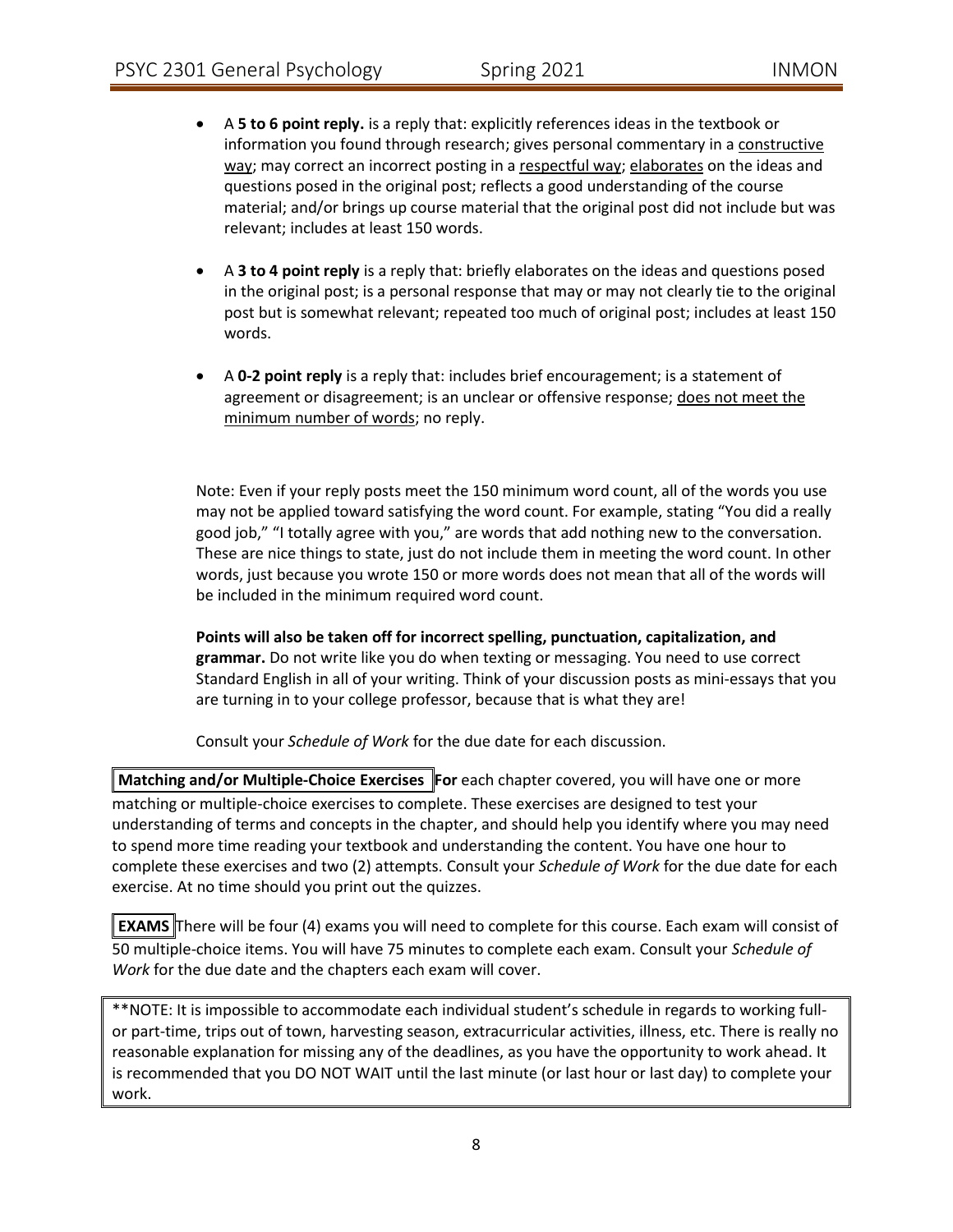- A **5 to 6 point reply.** is a reply that: explicitly references ideas in the textbook or information you found through research; gives personal commentary in a constructive way; may correct an incorrect posting in a respectful way; elaborates on the ideas and questions posed in the original post; reflects a good understanding of the course material; and/or brings up course material that the original post did not include but was relevant; includes at least 150 words.

- A **3 to 4 point reply** is a reply that: briefly elaborates on the ideas and questions posed in the original post; is a personal response that may or may not clearly tie to the original post but is somewhat relevant; repeated too much of original post; includes at least 150 words.

- A **0-2 point reply** is a reply that: includes brief encouragement; is a statement of agreement or disagreement; is an unclear or offensive response; does not meet the minimum number of words; no reply.

Note: Even if your reply posts meet the 150 minimum word count, all of the words you use may not be applied toward satisfying the word count. For example, stating "You did a really good job," "I totally agree with you," are words that add nothing new to the conversation. These are nice things to state, just do not include them in meeting the word count. In other words, just because you wrote 150 or more words does not mean that all of the words will be included in the minimum required word count.

**Points will also be taken off for incorrect spelling, punctuation, capitalization, and grammar.** Do not write like you do when texting or messaging. You need to use correct Standard English in all of your writing. Think of your discussion posts as mini-essays that you are turning in to your college professor, because that is what they are!

Consult your *Schedule of Work* for the due date for each discussion.

**Matching and/or Multiple-Choice Exercises** **For** each chapter covered, you will have one or more matching or multiple-choice exercises to complete. These exercises are designed to test your understanding of terms and concepts in the chapter, and should help you identify where you may need to spend more time reading your textbook and understanding the content. You have one hour to complete these exercises and two (2) attempts. Consult your *Schedule of Work* for the due date for each exercise. At no time should you print out the quizzes.

**EXAMS** There will be four (4) exams you will need to complete for this course. Each exam will consist of 50 multiple-choice items. You will have 75 minutes to complete each exam. Consult your *Schedule of Work* for the due date and the chapters each exam will cover.

**NOTE: It is impossible to accommodate each individual student's schedule in regards to working full- or part-time, trips out of town, harvesting season, extracurricular activities, illness, etc. There is really no reasonable explanation for missing any of the deadlines, as you have the opportunity to work ahead. It is recommended that you DO NOT WAIT until the last minute (or last hour or last day) to complete your work.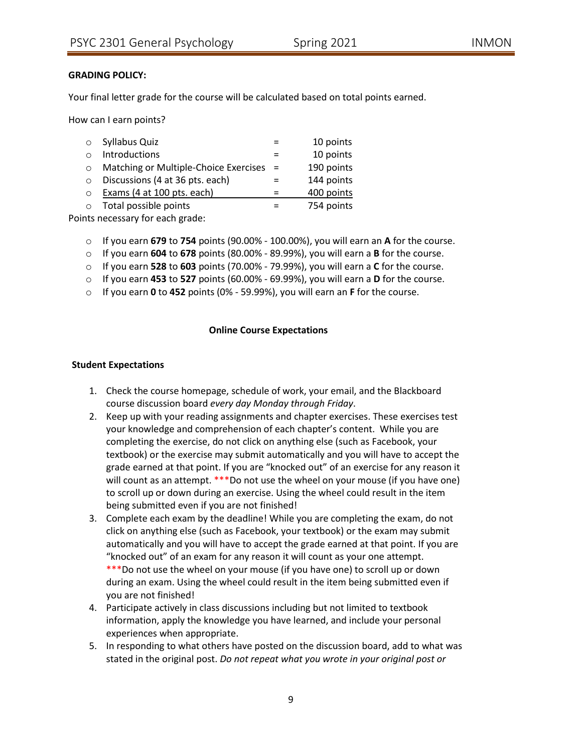**GRADING POLICY:**

Your final letter grade for the course will be calculated based on total points earned.

How can I earn points?

- Syllabus Quiz = 10 points
- Introductions = 10 points
- Matching or Multiple-Choice Exercises = 190 points
- Discussions (4 at 36 pts. each) = 144 points
- Exams (4 at 100 pts. each) = 400 points
- Total possible points = 754 points

Points necessary for each grade:

- If you earn **679** to **754** points (90.00% - 100.00%), you will earn an **A** for the course.
- If you earn **604** to **678** points (80.00% - 89.99%), you will earn a **B** for the course.
- If you earn **528** to **603** points (70.00% - 79.99%), you will earn a **C** for the course.
- If you earn **453** to **527** points (60.00% - 69.99%), you will earn a **D** for the course.
- If you earn **0** to **452** points (0% - 59.99%), you will earn an **F** for the course.

## Online Course Expectations

### Student Expectations

1. Check the course homepage, schedule of work, your email, and the Blackboard course discussion board *every day Monday through Friday*.
2. Keep up with your reading assignments and chapter exercises. These exercises test your knowledge and comprehension of each chapter's content. While you are completing the exercise, do not click on anything else (such as Facebook, your textbook) or the exercise may submit automatically and you will have to accept the grade earned at that point. If you are "knocked out" of an exercise for any reason it will count as an attempt. ***Do not use the wheel on your mouse (if you have one) to scroll up or down during an exercise. Using the wheel could result in the item being submitted even if you are not finished!
3. Complete each exam by the deadline! While you are completing the exam, do not click on anything else (such as Facebook, your textbook) or the exam may submit automatically and you will have to accept the grade earned at that point. If you are "knocked out" of an exam for any reason it will count as your one attempt. ***Do not use the wheel on your mouse (if you have one) to scroll up or down during an exam. Using the wheel could result in the item being submitted even if you are not finished!
4. Participate actively in class discussions including but not limited to textbook information, apply the knowledge you have learned, and include your personal experiences when appropriate.
5. In responding to what others have posted on the discussion board, add to what was stated in the original post. *Do not repeat what you wrote in your original post or*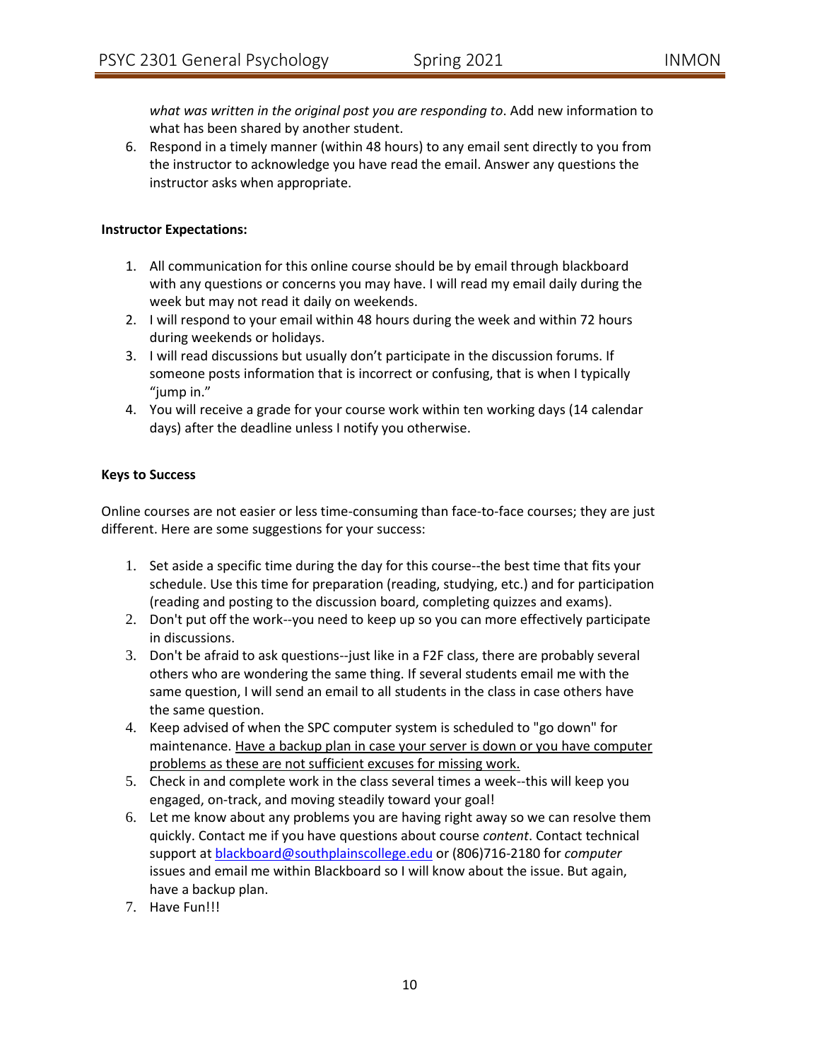*what was written in the original post you are responding to*. Add new information to what has been shared by another student.

6. Respond in a timely manner (within 48 hours) to any email sent directly to you from the instructor to acknowledge you have read the email. Answer any questions the instructor asks when appropriate.

**Instructor Expectations:**

1. All communication for this online course should be by email through blackboard with any questions or concerns you may have. I will read my email daily during the week but may not read it daily on weekends.
2. I will respond to your email within 48 hours during the week and within 72 hours during weekends or holidays.
3. I will read discussions but usually don't participate in the discussion forums. If someone posts information that is incorrect or confusing, that is when I typically "jump in."
4. You will receive a grade for your course work within ten working days (14 calendar days) after the deadline unless I notify you otherwise.

**Keys to Success**

Online courses are not easier or less time-consuming than face-to-face courses; they are just different. Here are some suggestions for your success:

1. Set aside a specific time during the day for this course--the best time that fits your schedule. Use this time for preparation (reading, studying, etc.) and for participation (reading and posting to the discussion board, completing quizzes and exams).
2. Don't put off the work--you need to keep up so you can more effectively participate in discussions.
3. Don't be afraid to ask questions--just like in a F2F class, there are probably several others who are wondering the same thing. If several students email me with the same question, I will send an email to all students in the class in case others have the same question.
4. Keep advised of when the SPC computer system is scheduled to "go down" for maintenance. <u>Have a backup plan in case your server is down or you have computer problems as these are not sufficient excuses for missing work.</u>
5. Check in and complete work in the class several times a week--this will keep you engaged, on-track, and moving steadily toward your goal!
6. Let me know about any problems you are having right away so we can resolve them quickly. Contact me if you have questions about course *content*. Contact technical support at blackboard@southplainscollege.edu or (806)716-2180 for *computer* issues and email me within Blackboard so I will know about the issue. But again, have a backup plan.
7. Have Fun!!!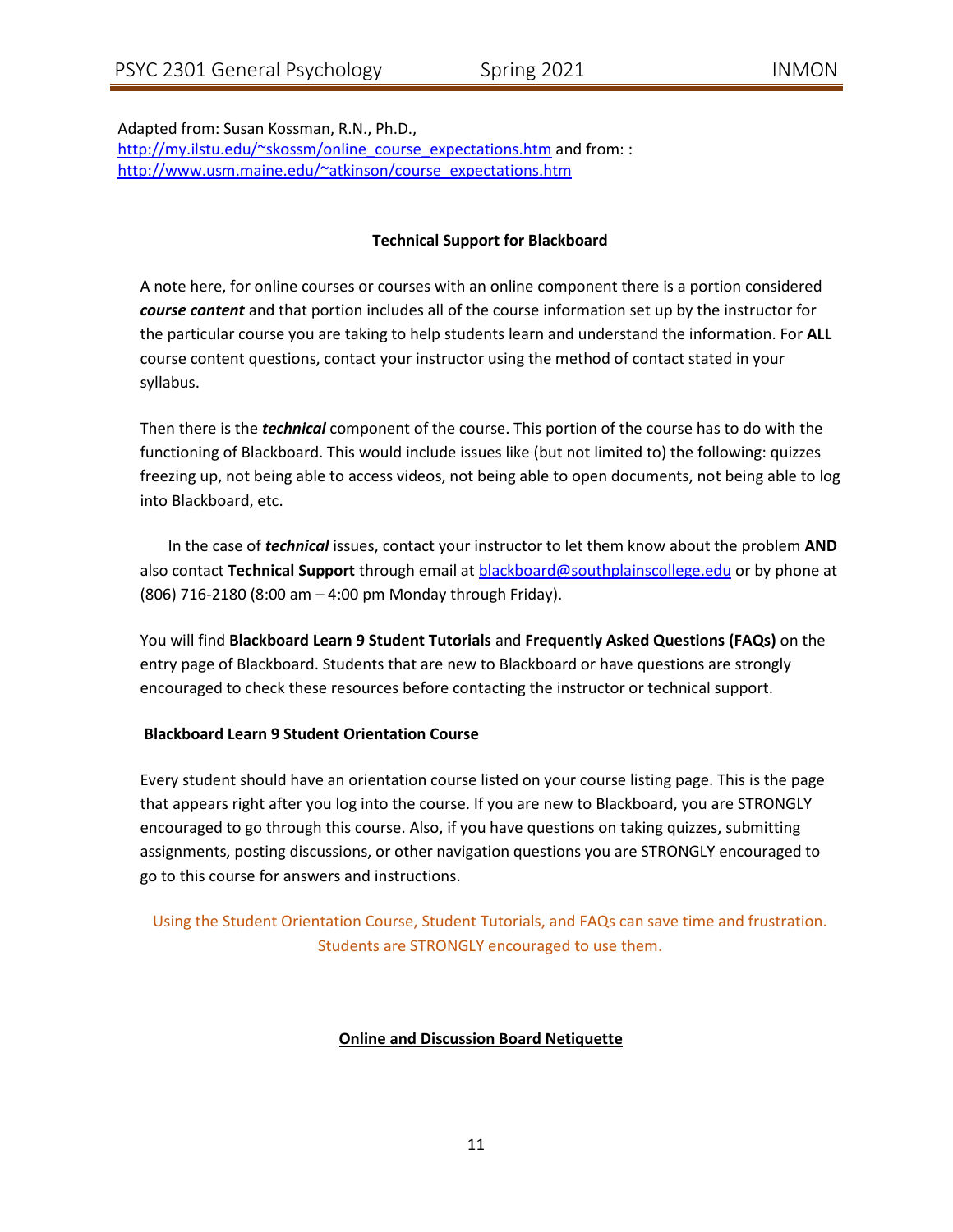Adapted from: Susan Kossman, R.N., Ph.D.,
[http://my.ilstu.edu/~skossm/online_course_expectations.htm](http://my.ilstu.edu/~skossm/online_course_expectations.htm) and from: :
[http://www.usm.maine.edu/~atkinson/course_expectations.htm](http://www.usm.maine.edu/~atkinson/course_expectations.htm)

**Technical Support for Blackboard**

A note here, for online courses or courses with an online component there is a portion considered ***course content*** and that portion includes all of the course information set up by the instructor for the particular course you are taking to help students learn and understand the information. For **ALL** course content questions, contact your instructor using the method of contact stated in your syllabus.

Then there is the ***technical*** component of the course. This portion of the course has to do with the functioning of Blackboard. This would include issues like (but not limited to) the following: quizzes freezing up, not being able to access videos, not being able to open documents, not being able to log into Blackboard, etc.

In the case of ***technical*** issues, contact your instructor to let them know about the problem **AND** also contact **Technical Support** through email at [blackboard@southplainscollege.edu](mailto:blackboard@southplainscollege.edu) or by phone at (806) 716-2180 (8:00 am – 4:00 pm Monday through Friday).

You will find **Blackboard Learn 9 Student Tutorials** and **Frequently Asked Questions (FAQs)** on the entry page of Blackboard. Students that are new to Blackboard or have questions are strongly encouraged to check these resources before contacting the instructor or technical support.

**Blackboard Learn 9 Student Orientation Course**

Every student should have an orientation course listed on your course listing page. This is the page that appears right after you log into the course. If you are new to Blackboard, you are STRONGLY encouraged to go through this course. Also, if you have questions on taking quizzes, submitting assignments, posting discussions, or other navigation questions you are STRONGLY encouraged to go to this course for answers and instructions.

Using the Student Orientation Course, Student Tutorials, and FAQs can save time and frustration. Students are STRONGLY encouraged to use them.

**Online and Discussion Board Netiquette**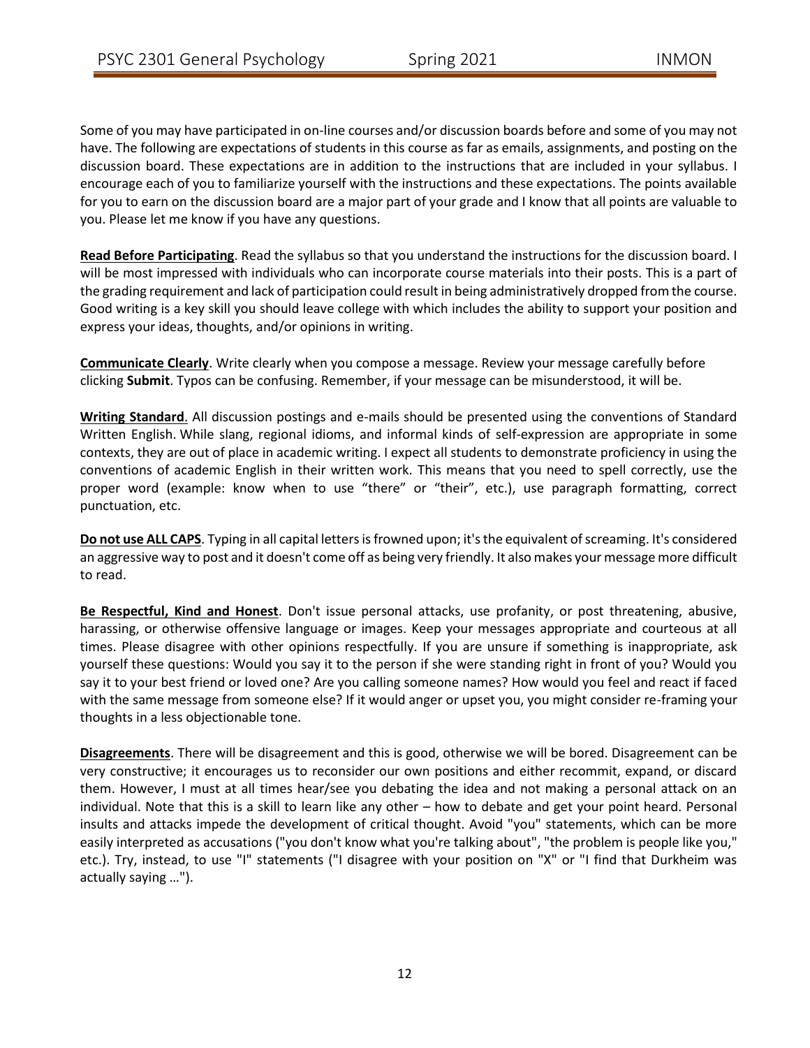Some of you may have participated in on-line courses and/or discussion boards before and some of you may not have. The following are expectations of students in this course as far as emails, assignments, and posting on the discussion board. These expectations are in addition to the instructions that are included in your syllabus. I encourage each of you to familiarize yourself with the instructions and these expectations. The points available for you to earn on the discussion board are a major part of your grade and I know that all points are valuable to you. Please let me know if you have any questions.

**Read Before Participating**. Read the syllabus so that you understand the instructions for the discussion board. I will be most impressed with individuals who can incorporate course materials into their posts. This is a part of the grading requirement and lack of participation could result in being administratively dropped from the course. Good writing is a key skill you should leave college with which includes the ability to support your position and express your ideas, thoughts, and/or opinions in writing.

**Communicate Clearly**. Write clearly when you compose a message. Review your message carefully before clicking **Submit**. Typos can be confusing. Remember, if your message can be misunderstood, it will be.

**Writing Standard**. All discussion postings and e-mails should be presented using the conventions of Standard Written English. While slang, regional idioms, and informal kinds of self-expression are appropriate in some contexts, they are out of place in academic writing. I expect all students to demonstrate proficiency in using the conventions of academic English in their written work. This means that you need to spell correctly, use the proper word (example: know when to use "there" or "their", etc.), use paragraph formatting, correct punctuation, etc.

**Do not use ALL CAPS**. Typing in all capital letters is frowned upon; it's the equivalent of screaming. It's considered an aggressive way to post and it doesn't come off as being very friendly. It also makes your message more difficult to read.

**Be Respectful, Kind and Honest**. Don't issue personal attacks, use profanity, or post threatening, abusive, harassing, or otherwise offensive language or images. Keep your messages appropriate and courteous at all times. Please disagree with other opinions respectfully. If you are unsure if something is inappropriate, ask yourself these questions: Would you say it to the person if she were standing right in front of you? Would you say it to your best friend or loved one? Are you calling someone names? How would you feel and react if faced with the same message from someone else? If it would anger or upset you, you might consider re-framing your thoughts in a less objectionable tone.

**Disagreements**. There will be disagreement and this is good, otherwise we will be bored. Disagreement can be very constructive; it encourages us to reconsider our own positions and either recommit, expand, or discard them. However, I must at all times hear/see you debating the idea and not making a personal attack on an individual. Note that this is a skill to learn like any other – how to debate and get your point heard. Personal insults and attacks impede the development of critical thought. Avoid "you" statements, which can be more easily interpreted as accusations ("you don't know what you're talking about", "the problem is people like you," etc.). Try, instead, to use "I" statements ("I disagree with your position on "X" or "I find that Durkheim was actually saying …").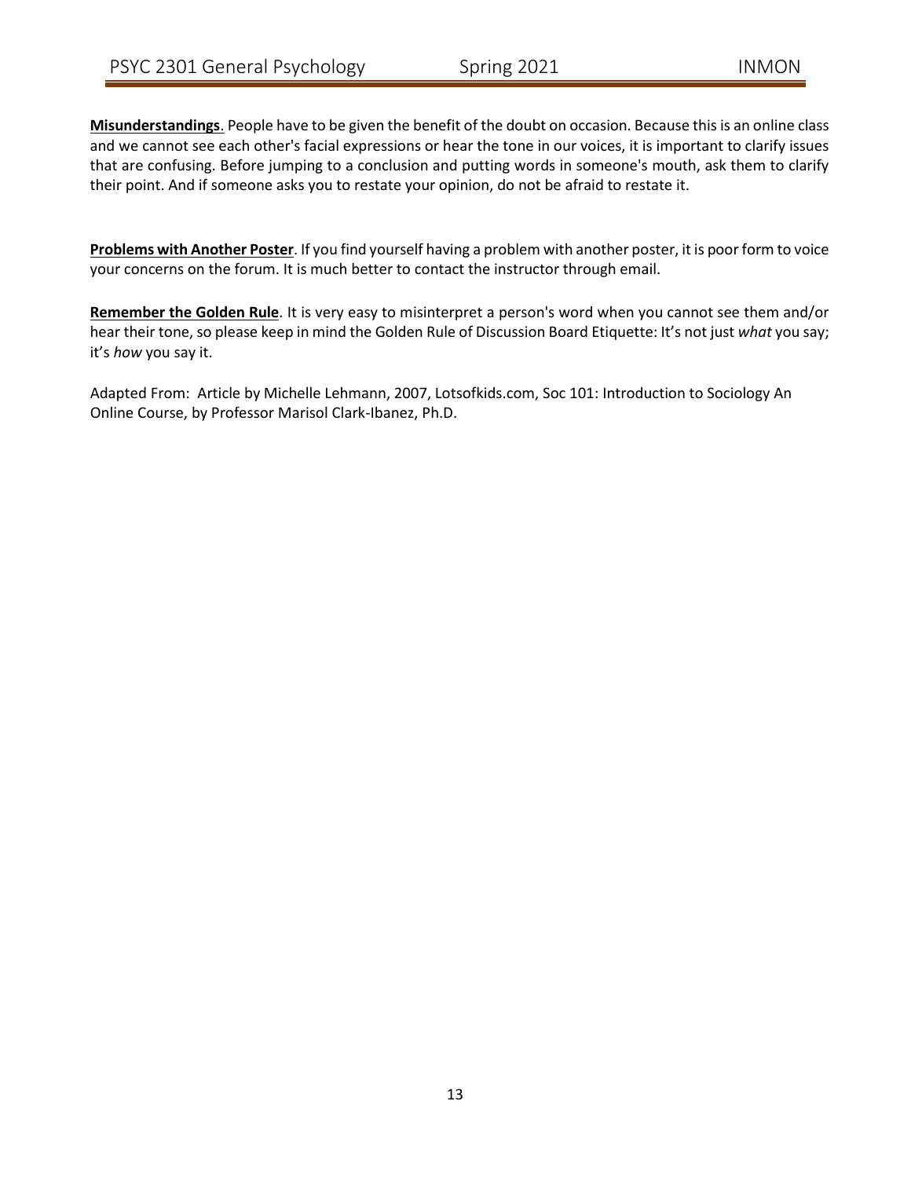**Misunderstandings**. People have to be given the benefit of the doubt on occasion. Because this is an online class and we cannot see each other's facial expressions or hear the tone in our voices, it is important to clarify issues that are confusing. Before jumping to a conclusion and putting words in someone's mouth, ask them to clarify their point. And if someone asks you to restate your opinion, do not be afraid to restate it.

**Problems with Another Poster**. If you find yourself having a problem with another poster, it is poor form to voice your concerns on the forum. It is much better to contact the instructor through email.

**Remember the Golden Rule**. It is very easy to misinterpret a person's word when you cannot see them and/or hear their tone, so please keep in mind the Golden Rule of Discussion Board Etiquette: It's not just *what* you say; it's *how* you say it.

Adapted From: Article by Michelle Lehmann, 2007, Lotsofkids.com, Soc 101: Introduction to Sociology An Online Course, by Professor Marisol Clark-Ibanez, Ph.D.